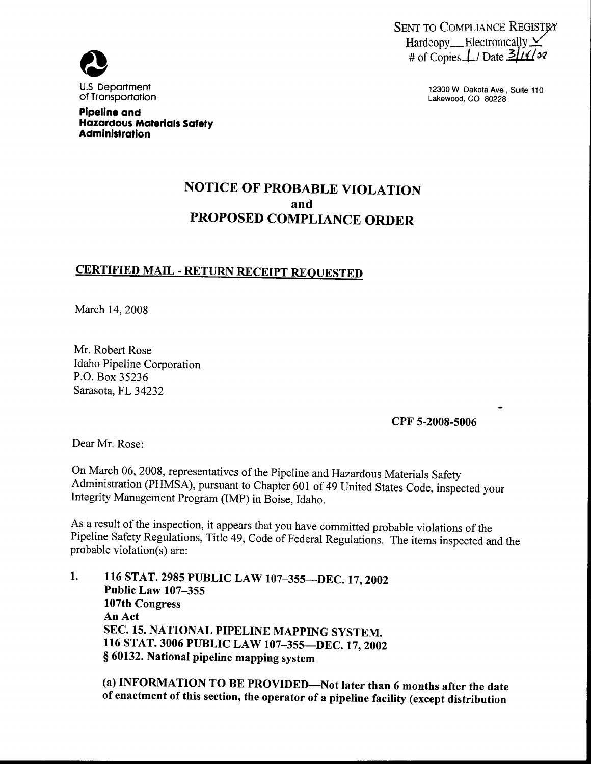SENT TO COMPLIANCE REGISTRY
Hardcopy___ Electronically ✓
# of Copies 1 / Date 3/14/08

U.S Department of Transportation

**Pipeline and Hazardous Materials Safety Administration**

12300 W Dakota Ave , Suite 110
Lakewood, CO 80228

## NOTICE OF PROBABLE VIOLATION
## and
## PROPOSED COMPLIANCE ORDER

**CERTIFIED MAIL - RETURN RECEIPT REQUESTED**

March 14, 2008

Mr. Robert Rose
Idaho Pipeline Corporation
P.O. Box 35236
Sarasota, FL 34232

**CPF 5-2008-5006**

Dear Mr. Rose:

On March 06, 2008, representatives of the Pipeline and Hazardous Materials Safety Administration (PHMSA), pursuant to Chapter 601 of 49 United States Code, inspected your Integrity Management Program (IMP) in Boise, Idaho.

As a result of the inspection, it appears that you have committed probable violations of the Pipeline Safety Regulations, Title 49, Code of Federal Regulations. The items inspected and the probable violation(s) are:

1. **116 STAT. 2985 PUBLIC LAW 107–355—DEC. 17, 2002**
   **Public Law 107–355**
   **107th Congress**
   **An Act**
   **SEC. 15. NATIONAL PIPELINE MAPPING SYSTEM.**
   **116 STAT. 3006 PUBLIC LAW 107–355—DEC. 17, 2002**
   **§ 60132. National pipeline mapping system**

   **(a) INFORMATION TO BE PROVIDED—Not later than 6 months after the date of enactment of this section, the operator of a pipeline facility (except distribution**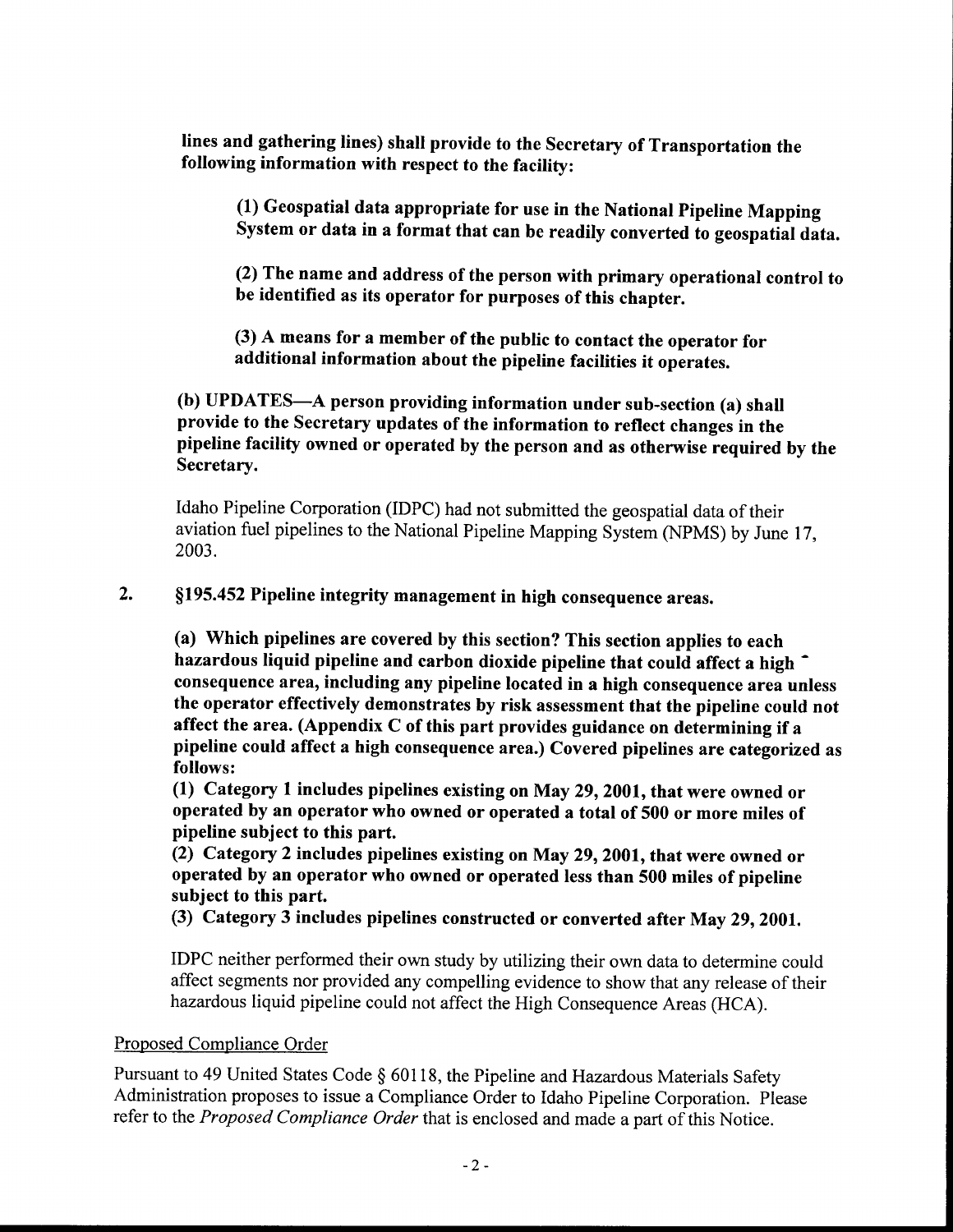**lines and gathering lines) shall provide to the Secretary of Transportation the following information with respect to the facility:**

> **(1) Geospatial data appropriate for use in the National Pipeline Mapping System or data in a format that can be readily converted to geospatial data.**
>
> **(2) The name and address of the person with primary operational control to be identified as its operator for purposes of this chapter.**
>
> **(3) A means for a member of the public to contact the operator for additional information about the pipeline facilities it operates.**

**(b) UPDATES—A person providing information under sub-section (a) shall provide to the Secretary updates of the information to reflect changes in the pipeline facility owned or operated by the person and as otherwise required by the Secretary.**

Idaho Pipeline Corporation (IDPC) had not submitted the geospatial data of their aviation fuel pipelines to the National Pipeline Mapping System (NPMS) by June 17, 2003.

2. **§195.452 Pipeline integrity management in high consequence areas.**

**(a) Which pipelines are covered by this section? This section applies to each hazardous liquid pipeline and carbon dioxide pipeline that could affect a high consequence area, including any pipeline located in a high consequence area unless the operator effectively demonstrates by risk assessment that the pipeline could not affect the area. (Appendix C of this part provides guidance on determining if a pipeline could affect a high consequence area.) Covered pipelines are categorized as follows:**

**(1) Category 1 includes pipelines existing on May 29, 2001, that were owned or operated by an operator who owned or operated a total of 500 or more miles of pipeline subject to this part.**

**(2) Category 2 includes pipelines existing on May 29, 2001, that were owned or operated by an operator who owned or operated less than 500 miles of pipeline subject to this part.**

**(3) Category 3 includes pipelines constructed or converted after May 29, 2001.**

IDPC neither performed their own study by utilizing their own data to determine could affect segments nor provided any compelling evidence to show that any release of their hazardous liquid pipeline could not affect the High Consequence Areas (HCA).

Proposed Compliance Order

Pursuant to 49 United States Code § 60118, the Pipeline and Hazardous Materials Safety Administration proposes to issue a Compliance Order to Idaho Pipeline Corporation. Please refer to the *Proposed Compliance Order* that is enclosed and made a part of this Notice.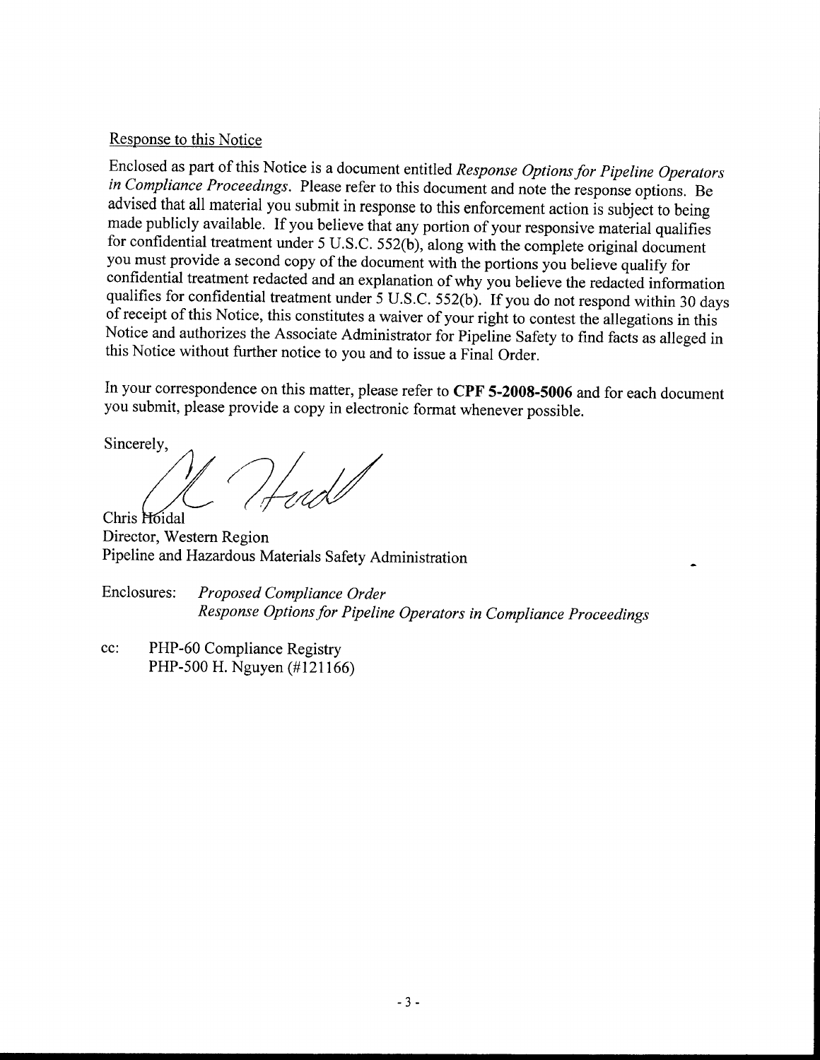Response to this Notice

Enclosed as part of this Notice is a document entitled *Response Options for Pipeline Operators in Compliance Proceedings*. Please refer to this document and note the response options. Be advised that all material you submit in response to this enforcement action is subject to being made publicly available. If you believe that any portion of your responsive material qualifies for confidential treatment under 5 U.S.C. 552(b), along with the complete original document you must provide a second copy of the document with the portions you believe qualify for confidential treatment redacted and an explanation of why you believe the redacted information qualifies for confidential treatment under 5 U.S.C. 552(b). If you do not respond within 30 days of receipt of this Notice, this constitutes a waiver of your right to contest the allegations in this Notice and authorizes the Associate Administrator for Pipeline Safety to find facts as alleged in this Notice without further notice to you and to issue a Final Order.

In your correspondence on this matter, please refer to **CPF 5-2008-5006** and for each document you submit, please provide a copy in electronic format whenever possible.

Sincerely,

Chris Hoidal
Director, Western Region
Pipeline and Hazardous Materials Safety Administration

Enclosures: *Proposed Compliance Order*
*Response Options for Pipeline Operators in Compliance Proceedings*

cc: PHP-60 Compliance Registry
PHP-500 H. Nguyen (#121166)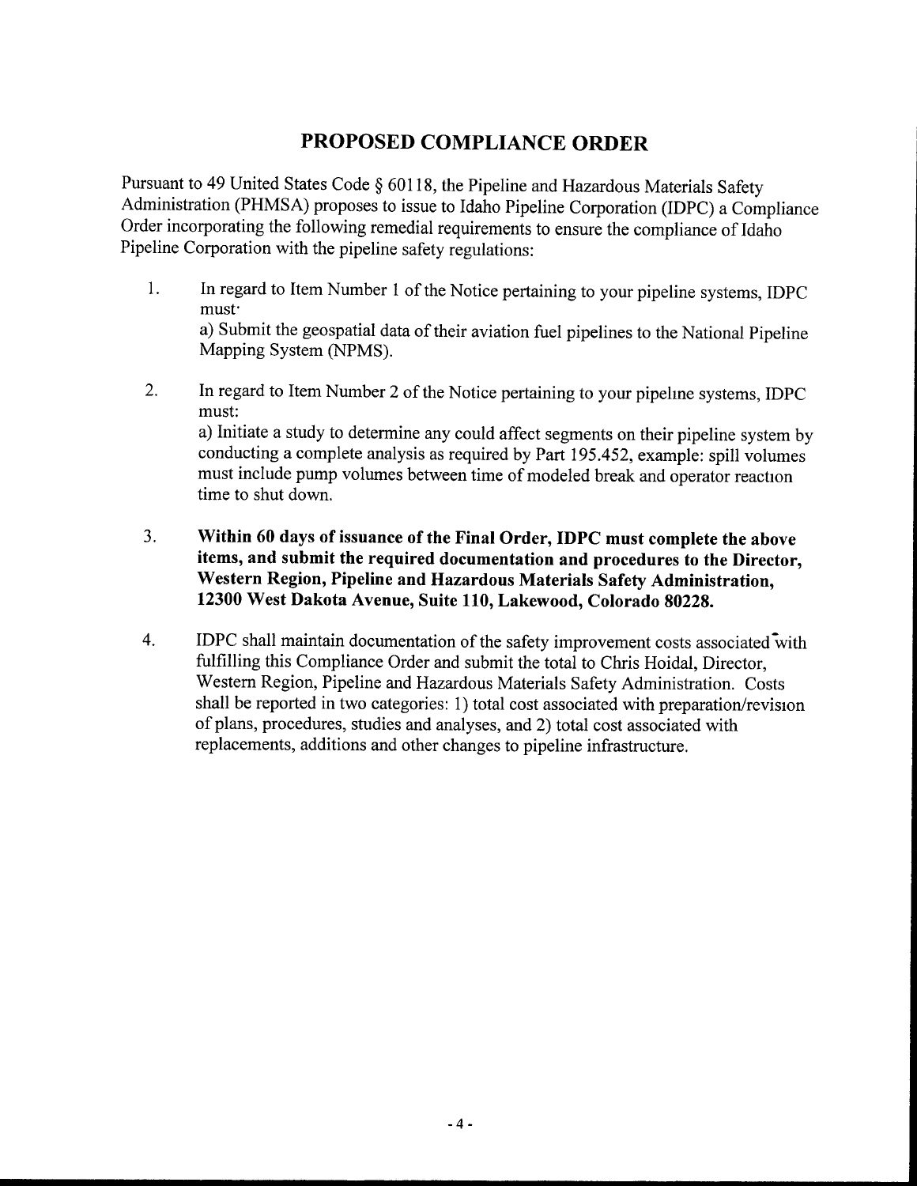# PROPOSED COMPLIANCE ORDER

Pursuant to 49 United States Code § 60118, the Pipeline and Hazardous Materials Safety Administration (PHMSA) proposes to issue to Idaho Pipeline Corporation (IDPC) a Compliance Order incorporating the following remedial requirements to ensure the compliance of Idaho Pipeline Corporation with the pipeline safety regulations:

1. In regard to Item Number 1 of the Notice pertaining to your pipeline systems, IDPC must:
   a) Submit the geospatial data of their aviation fuel pipelines to the National Pipeline Mapping System (NPMS).

2. In regard to Item Number 2 of the Notice pertaining to your pipeline systems, IDPC must:
   a) Initiate a study to determine any could affect segments on their pipeline system by conducting a complete analysis as required by Part 195.452, example: spill volumes must include pump volumes between time of modeled break and operator reaction time to shut down.

3. **Within 60 days of issuance of the Final Order, IDPC must complete the above items, and submit the required documentation and procedures to the Director, Western Region, Pipeline and Hazardous Materials Safety Administration, 12300 West Dakota Avenue, Suite 110, Lakewood, Colorado 80228.**

4. IDPC shall maintain documentation of the safety improvement costs associated with fulfilling this Compliance Order and submit the total to Chris Hoidal, Director, Western Region, Pipeline and Hazardous Materials Safety Administration. Costs shall be reported in two categories: 1) total cost associated with preparation/revision of plans, procedures, studies and analyses, and 2) total cost associated with replacements, additions and other changes to pipeline infrastructure.